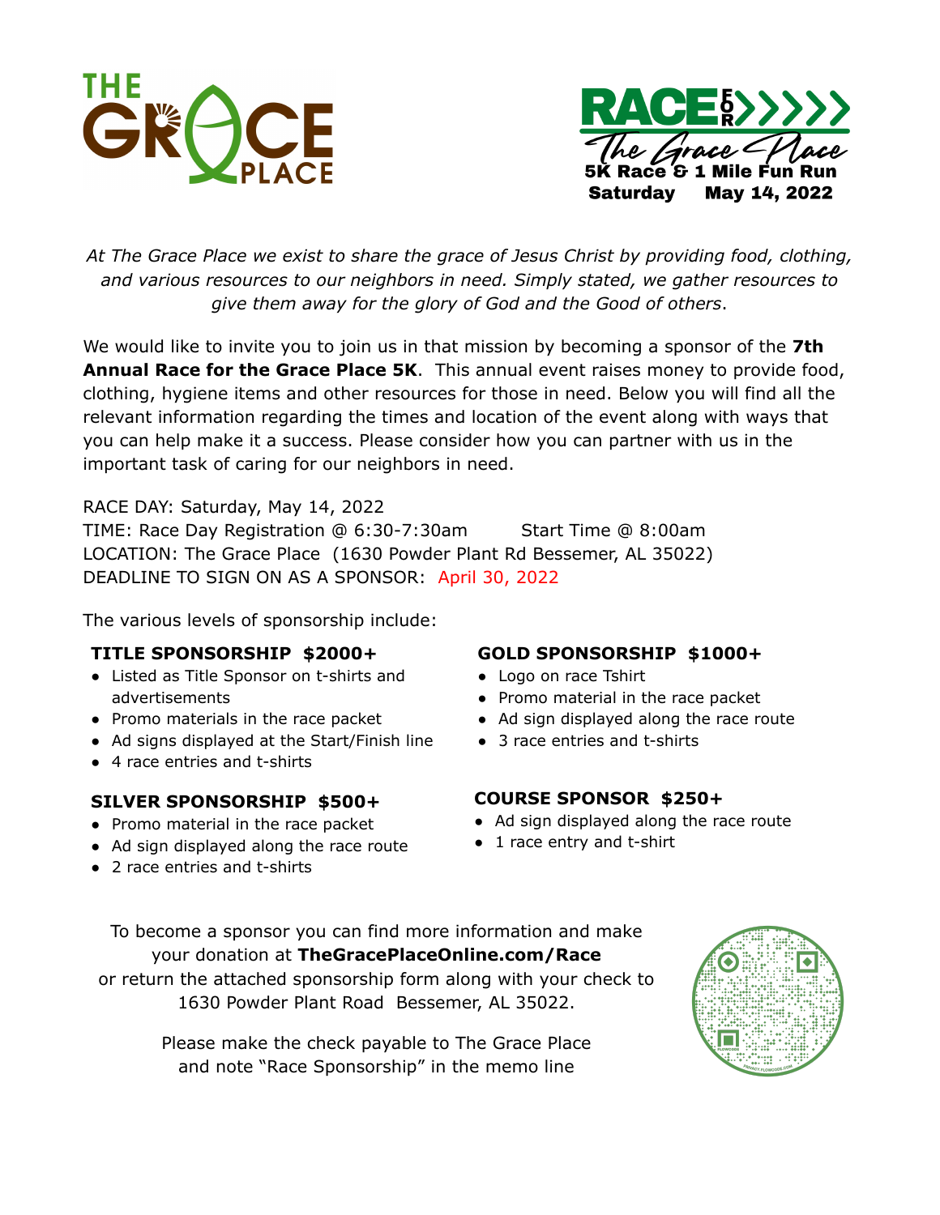THE GRACE PLACE

RACE FOR The Grace Place
5K Race & 1 Mile Fun Run
Saturday May 14, 2022

*At The Grace Place we exist to share the grace of Jesus Christ by providing food, clothing, and various resources to our neighbors in need. Simply stated, we gather resources to give them away for the glory of God and the Good of others.*

We would like to invite you to join us in that mission by becoming a sponsor of the **7th Annual Race for the Grace Place 5K**. This annual event raises money to provide food, clothing, hygiene items and other resources for those in need. Below you will find all the relevant information regarding the times and location of the event along with ways that you can help make it a success. Please consider how you can partner with us in the important task of caring for our neighbors in need.

RACE DAY: Saturday, May 14, 2022
TIME: Race Day Registration @ 6:30-7:30am Start Time @ 8:00am
LOCATION: The Grace Place (1630 Powder Plant Rd Bessemer, AL 35022)
DEADLINE TO SIGN ON AS A SPONSOR: April 30, 2022

The various levels of sponsorship include:

**TITLE SPONSORSHIP $2000+**
- Listed as Title Sponsor on t-shirts and advertisements
- Promo materials in the race packet
- Ad signs displayed at the Start/Finish line
- 4 race entries and t-shirts

**GOLD SPONSORSHIP $1000+**
- Logo on race Tshirt
- Promo material in the race packet
- Ad sign displayed along the race route
- 3 race entries and t-shirts

**SILVER SPONSORSHIP $500+**
- Promo material in the race packet
- Ad sign displayed along the race route
- 2 race entries and t-shirts

**COURSE SPONSOR $250+**
- Ad sign displayed along the race route
- 1 race entry and t-shirt

To become a sponsor you can find more information and make your donation at **TheGracePlaceOnline.com/Race** or return the attached sponsorship form along with your check to 1630 Powder Plant Road Bessemer, AL 35022.

Please make the check payable to The Grace Place and note "Race Sponsorship" in the memo line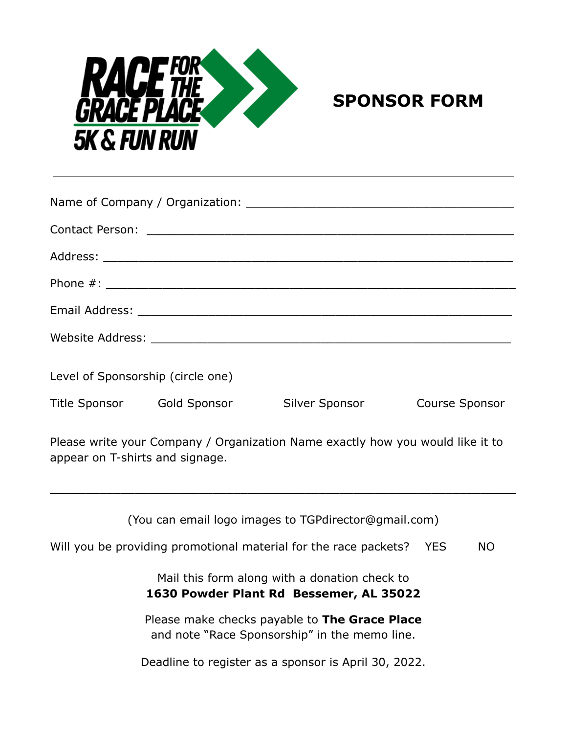RACE FOR THE GRACE PLACE 5K & FUN RUN

# SPONSOR FORM

---

Name of Company / Organization: ______________________________________

Contact Person: ______________________________________________________

Address: ___________________________________________________________

Phone #: ___________________________________________________________

Email Address: ______________________________________________________

Website Address: ____________________________________________________

Level of Sponsorship (circle one)

Title Sponsor Gold Sponsor Silver Sponsor Course Sponsor

Please write your Company / Organization Name exactly how you would like it to appear on T-shirts and signage.

___________________________________________________________________

(You can email logo images to TGPdirector@gmail.com)

Will you be providing promotional material for the race packets? YES NO

Mail this form along with a donation check to
**1630 Powder Plant Rd Bessemer, AL 35022**

Please make checks payable to **The Grace Place** and note "Race Sponsorship" in the memo line.

Deadline to register as a sponsor is April 30, 2022.